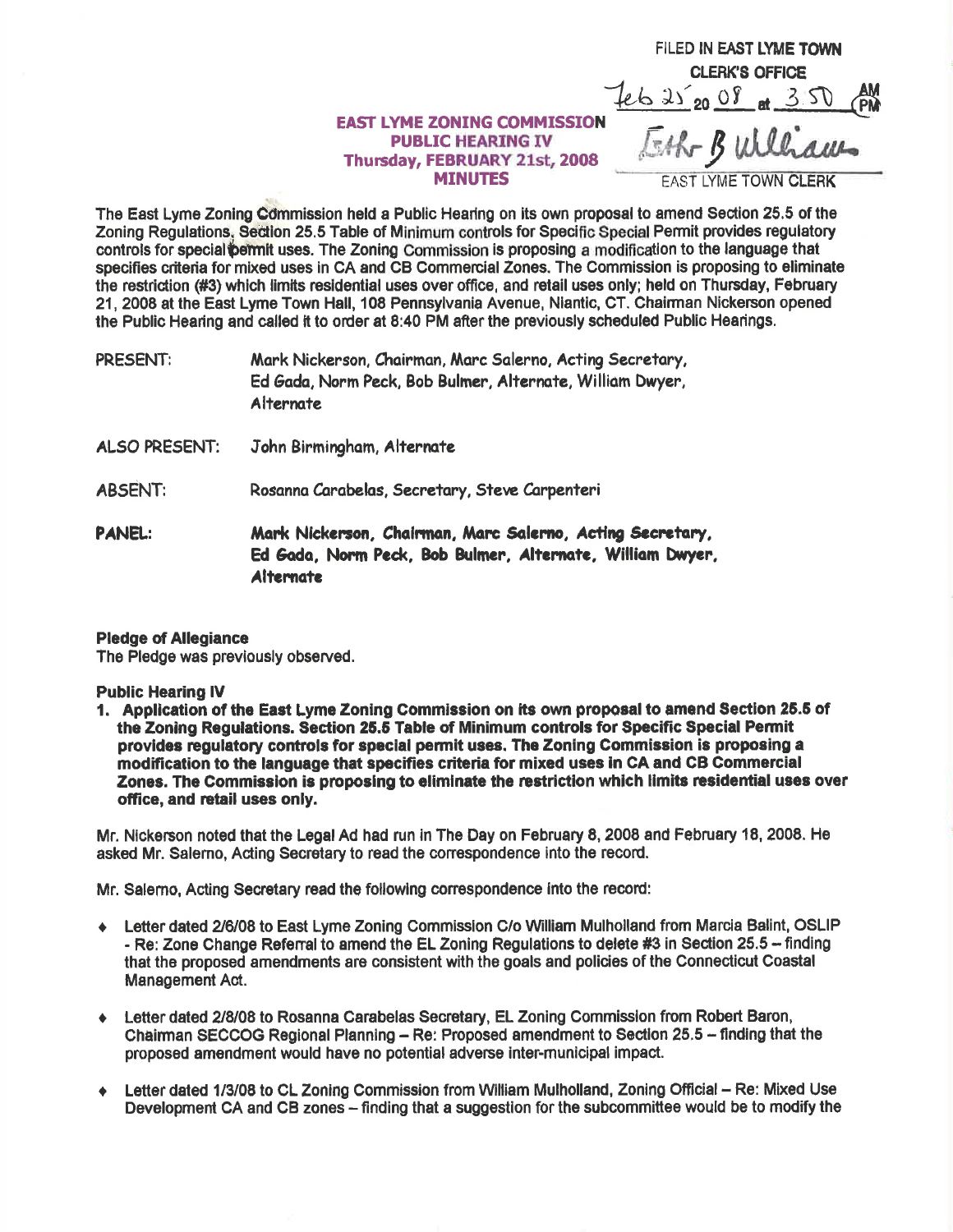FILED IN EAST LYME TOWN CLERK'S OFFICE
Feb 25 20 08 at 3:50 PM
Esther B Williams
EAST LYME TOWN CLERK

**EAST LYME ZONING COMMISSION**
**PUBLIC HEARING IV**
**Thursday, FEBRUARY 21st, 2008**
**MINUTES**

The East Lyme Zoning Commission held a Public Hearing on its own proposal to amend Section 25.5 of the Zoning Regulations. Section 25.5 Table of Minimum controls for Specific Special Permit provides regulatory controls for special permit uses. The Zoning Commission is proposing a modification to the language that specifies criteria for mixed uses in CA and CB Commercial Zones. The Commission is proposing to eliminate the restriction (#3) which limits residential uses over office, and retail uses only; held on Thursday, February 21, 2008 at the East Lyme Town Hall, 108 Pennsylvania Avenue, Niantic, CT. Chairman Nickerson opened the Public Hearing and called it to order at 8:40 PM after the previously scheduled Public Hearings.

PRESENT: Mark Nickerson, Chairman, Marc Salerno, Acting Secretary, Ed Gada, Norm Peck, Bob Bulmer, Alternate, William Dwyer, Alternate

ALSO PRESENT: John Birmingham, Alternate

ABSENT: Rosanna Carabelas, Secretary, Steve Carpenteri

**PANEL: Mark Nickerson, Chairman, Marc Salerno, Acting Secretary, Ed Gada, Norm Peck, Bob Bulmer, Alternate, William Dwyer, Alternate**

**Pledge of Allegiance**
The Pledge was previously observed.

**Public Hearing IV**

1. **Application of the East Lyme Zoning Commission on its own proposal to amend Section 25.5 of the Zoning Regulations. Section 25.5 Table of Minimum controls for Specific Special Permit provides regulatory controls for special permit uses. The Zoning Commission is proposing a modification to the language that specifies criteria for mixed uses in CA and CB Commercial Zones. The Commission is proposing to eliminate the restriction which limits residential uses over office, and retail uses only.**

Mr. Nickerson noted that the Legal Ad had run in The Day on February 8, 2008 and February 18, 2008. He asked Mr. Salerno, Acting Secretary to read the correspondence into the record.

Mr. Salerno, Acting Secretary read the following correspondence into the record:

- Letter dated 2/6/08 to East Lyme Zoning Commission C/o William Mulholland from Marcia Balint, OSLIP - Re: Zone Change Referral to amend the EL Zoning Regulations to delete #3 in Section 25.5 – finding that the proposed amendments are consistent with the goals and policies of the Connecticut Coastal Management Act.
- Letter dated 2/8/08 to Rosanna Carabelas Secretary, EL Zoning Commission from Robert Baron, Chairman SECCOG Regional Planning – Re: Proposed amendment to Section 25.5 – finding that the proposed amendment would have no potential adverse inter-municipal impact.
- Letter dated 1/3/08 to CL Zoning Commission from William Mulholland, Zoning Official – Re: Mixed Use Development CA and CB zones – finding that a suggestion for the subcommittee would be to modify the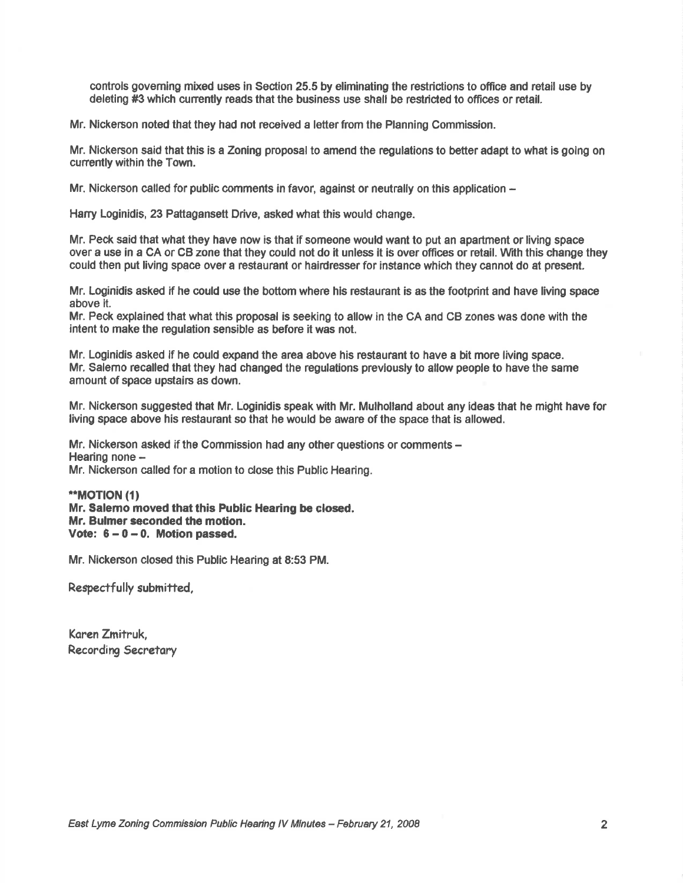controls governing mixed uses in Section 25.5 by eliminating the restrictions to office and retail use by deleting #3 which currently reads that the business use shall be restricted to offices or retail.

Mr. Nickerson noted that they had not received a letter from the Planning Commission.

Mr. Nickerson said that this is a Zoning proposal to amend the regulations to better adapt to what is going on currently within the Town.

Mr. Nickerson called for public comments in favor, against or neutrally on this application –

Harry Loginidis, 23 Pattagansett Drive, asked what this would change.

Mr. Peck said that what they have now is that if someone would want to put an apartment or living space over a use in a CA or CB zone that they could not do it unless it is over offices or retail. With this change they could then put living space over a restaurant or hairdresser for instance which they cannot do at present.

Mr. Loginidis asked if he could use the bottom where his restaurant is as the footprint and have living space above it.

Mr. Peck explained that what this proposal is seeking to allow in the CA and CB zones was done with the intent to make the regulation sensible as before it was not.

Mr. Loginidis asked if he could expand the area above his restaurant to have a bit more living space.

Mr. Salerno recalled that they had changed the regulations previously to allow people to have the same amount of space upstairs as down.

Mr. Nickerson suggested that Mr. Loginidis speak with Mr. Mulholland about any ideas that he might have for living space above his restaurant so that he would be aware of the space that is allowed.

Mr. Nickerson asked if the Commission had any other questions or comments –

Hearing none –

Mr. Nickerson called for a motion to close this Public Hearing.

****MOTION (1)**

**Mr. Salerno moved that this Public Hearing be closed.**

**Mr. Bulmer seconded the motion.**

**Vote: 6 – 0 – 0. Motion passed.**

Mr. Nickerson closed this Public Hearing at 8:53 PM.

Respectfully submitted,

Karen Zmitruk,
Recording Secretary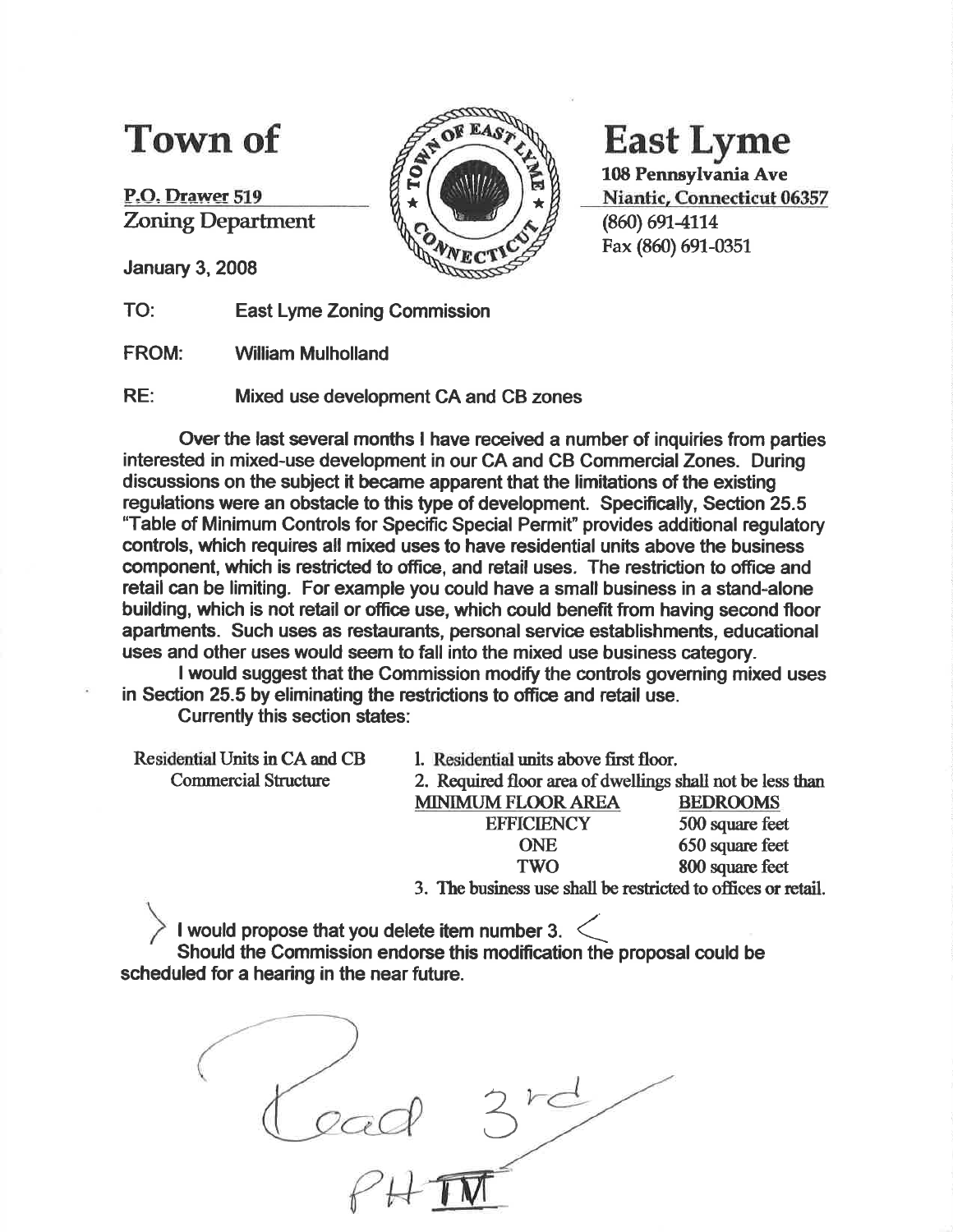# Town of East Lyme

P.O. Drawer 519
Zoning Department

108 Pennsylvania Ave
Niantic, Connecticut 06357
(860) 691-4114
Fax (860) 691-0351

January 3, 2008

TO: East Lyme Zoning Commission

FROM: William Mulholland

RE: Mixed use development CA and CB zones

Over the last several months I have received a number of inquiries from parties interested in mixed-use development in our CA and CB Commercial Zones. During discussions on the subject it became apparent that the limitations of the existing regulations were an obstacle to this type of development. Specifically, Section 25.5 "Table of Minimum Controls for Specific Special Permit" provides additional regulatory controls, which requires all mixed uses to have residential units above the business component, which is restricted to office, and retail uses. The restriction to office and retail can be limiting. For example you could have a small business in a stand-alone building, which is not retail or office use, which could benefit from having second floor apartments. Such uses as restaurants, personal service establishments, educational uses and other uses would seem to fall into the mixed use business category.

I would suggest that the Commission modify the controls governing mixed uses in Section 25.5 by eliminating the restrictions to office and retail use.

Currently this section states:

Residential Units in CA and CB Commercial Structure

1. Residential units above first floor.
2. Required floor area of dwellings shall not be less than

| MINIMUM FLOOR AREA | BEDROOMS |
|---|---|
| EFFICIENCY | 500 square feet |
| ONE | 650 square feet |
| TWO | 800 square feet |

3. The business use shall be restricted to offices or retail.

I would propose that you delete item number 3.

Should the Commission endorse this modification the proposal could be scheduled for a hearing in the near future.

Read 3rd
PH IV